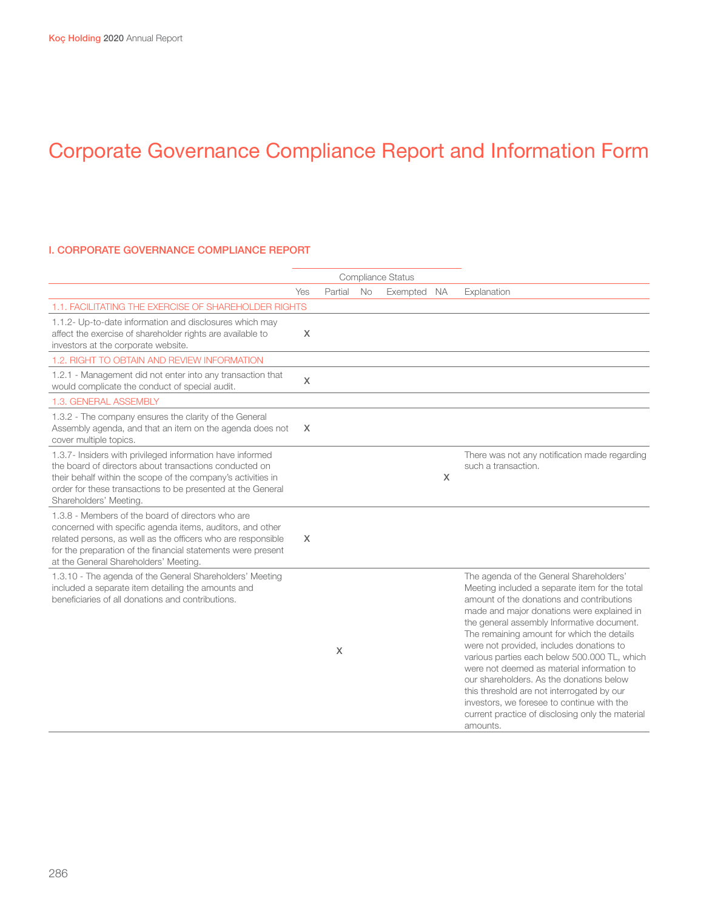# Corporate Governance Compliance Report and Information Form

## I. CORPORATE GOVERNANCE COMPLIANCE REPORT

| | Compliance Status | | | | | |
|---|---|---|---|---|---|---|
| | Yes | Partial | No | Exempted | NA | Explanation |
| **1.1. FACILITATING THE EXERCISE OF SHAREHOLDER RIGHTS** | | | | | | |
| 1.1.2- Up-to-date information and disclosures which may affect the exercise of shareholder rights are available to investors at the corporate website. | X | | | | | |
| **1.2. RIGHT TO OBTAIN AND REVIEW INFORMATION** | | | | | | |
| 1.2.1 - Management did not enter into any transaction that would complicate the conduct of special audit. | X | | | | | |
| **1.3. GENERAL ASSEMBLY** | | | | | | |
| 1.3.2 - The company ensures the clarity of the General Assembly agenda, and that an item on the agenda does not cover multiple topics. | X | | | | | |
| 1.3.7- Insiders with privileged information have informed the board of directors about transactions conducted on their behalf within the scope of the company's activities in order for these transactions to be presented at the General Shareholders' Meeting. | | | | | X | There was not any notification made regarding such a transaction. |
| 1.3.8 - Members of the board of directors who are concerned with specific agenda items, auditors, and other related persons, as well as the officers who are responsible for the preparation of the financial statements were present at the General Shareholders' Meeting. | X | | | | | |
| 1.3.10 - The agenda of the General Shareholders' Meeting included a separate item detailing the amounts and beneficiaries of all donations and contributions. | | X | | | | The agenda of the General Shareholders' Meeting included a separate item for the total amount of the donations and contributions made and major donations were explained in the general assembly Informative document. The remaining amount for which the details were not provided, includes donations to various parties each below 500.000 TL, which were not deemed as material information to our shareholders. As the donations below this threshold are not interrogated by our investors, we foresee to continue with the current practice of disclosing only the material amounts. |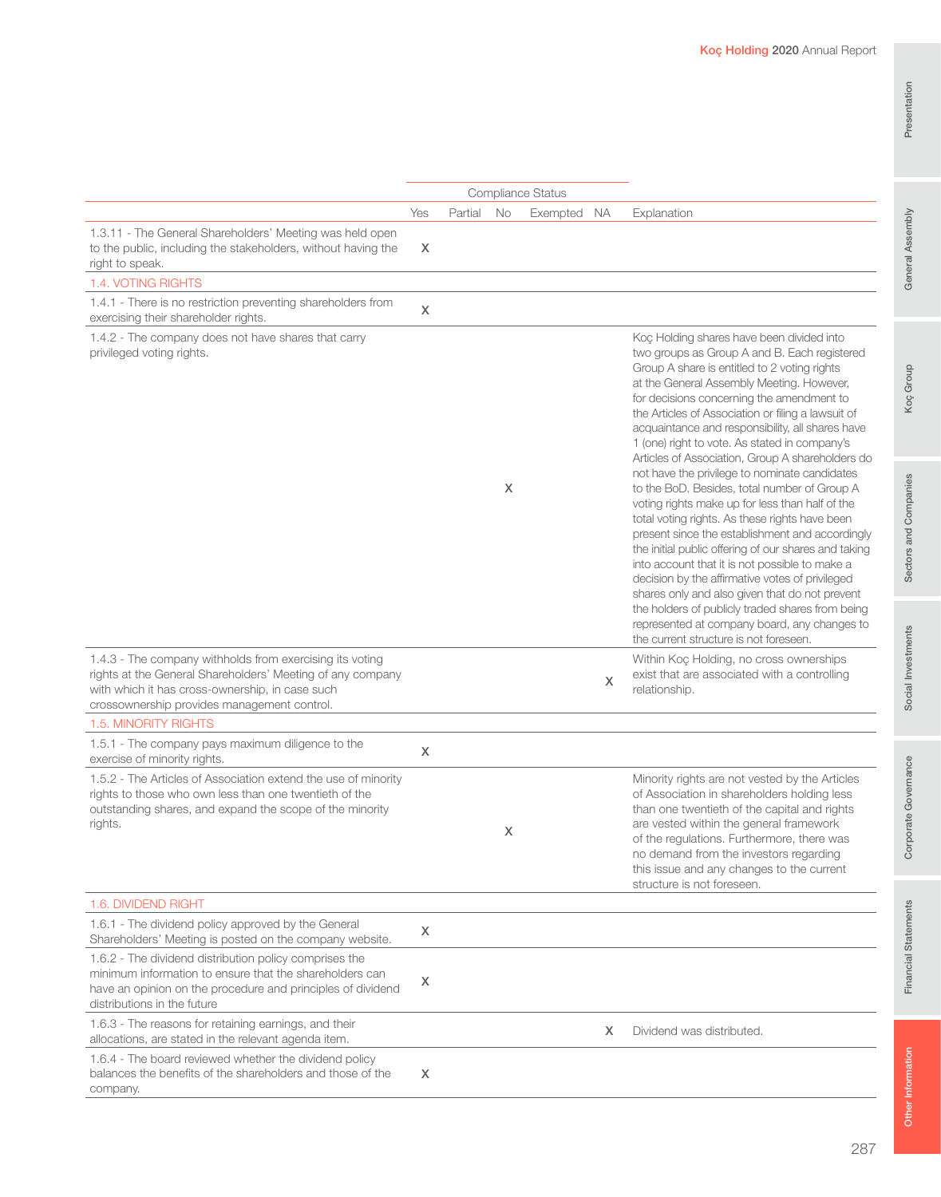| | Compliance Status | | | | | |
|---|---|---|---|---|---|---|
| | Yes | Partial | No | Exempted | NA | Explanation |
| 1.3.11 - The General Shareholders' Meeting was held open to the public, including the stakeholders, without having the right to speak. | X | | | | | |
| 1.4. VOTING RIGHTS | | | | | | |
| 1.4.1 - There is no restriction preventing shareholders from exercising their shareholder rights. | X | | | | | |
| 1.4.2 - The company does not have shares that carry privileged voting rights. | | | X | | | Koç Holding shares have been divided into two groups as Group A and B. Each registered Group A share is entitled to 2 voting rights at the General Assembly Meeting. However, for decisions concerning the amendment to the Articles of Association or filing a lawsuit of acquaintance and responsibility, all shares have 1 (one) right to vote. As stated in company's Articles of Association, Group A shareholders do not have the privilege to nominate candidates to the BoD. Besides, total number of Group A voting rights make up for less than half of the total voting rights. As these rights have been present since the establishment and accordingly the initial public offering of our shares and taking into account that it is not possible to make a decision by the affirmative votes of privileged shares only and also given that do not prevent the holders of publicly traded shares from being represented at company board, any changes to the current structure is not foreseen. |
| 1.4.3 - The company withholds from exercising its voting rights at the General Shareholders' Meeting of any company with which it has cross-ownership, in case such crossownership provides management control. | | | | | X | Within Koç Holding, no cross ownerships exist that are associated with a controlling relationship. |
| 1.5. MINORITY RIGHTS | | | | | | |
| 1.5.1 - The company pays maximum diligence to the exercise of minority rights. | X | | | | | |
| 1.5.2 - The Articles of Association extend the use of minority rights to those who own less than one twentieth of the outstanding shares, and expand the scope of the minority rights. | | | X | | | Minority rights are not vested by the Articles of Association in shareholders holding less than one twentieth of the capital and rights are vested within the general framework of the regulations. Furthermore, there was no demand from the investors regarding this issue and any changes to the current structure is not foreseen. |
| 1.6. DIVIDEND RIGHT | | | | | | |
| 1.6.1 - The dividend policy approved by the General Shareholders' Meeting is posted on the company website. | X | | | | | |
| 1.6.2 - The dividend distribution policy comprises the minimum information to ensure that the shareholders can have an opinion on the procedure and principles of dividend distributions in the future | X | | | | | |
| 1.6.3 - The reasons for retaining earnings, and their allocations, are stated in the relevant agenda item. | | | | | X | Dividend was distributed. |
| 1.6.4 - The board reviewed whether the dividend policy balances the benefits of the shareholders and those of the company. | X | | | | | |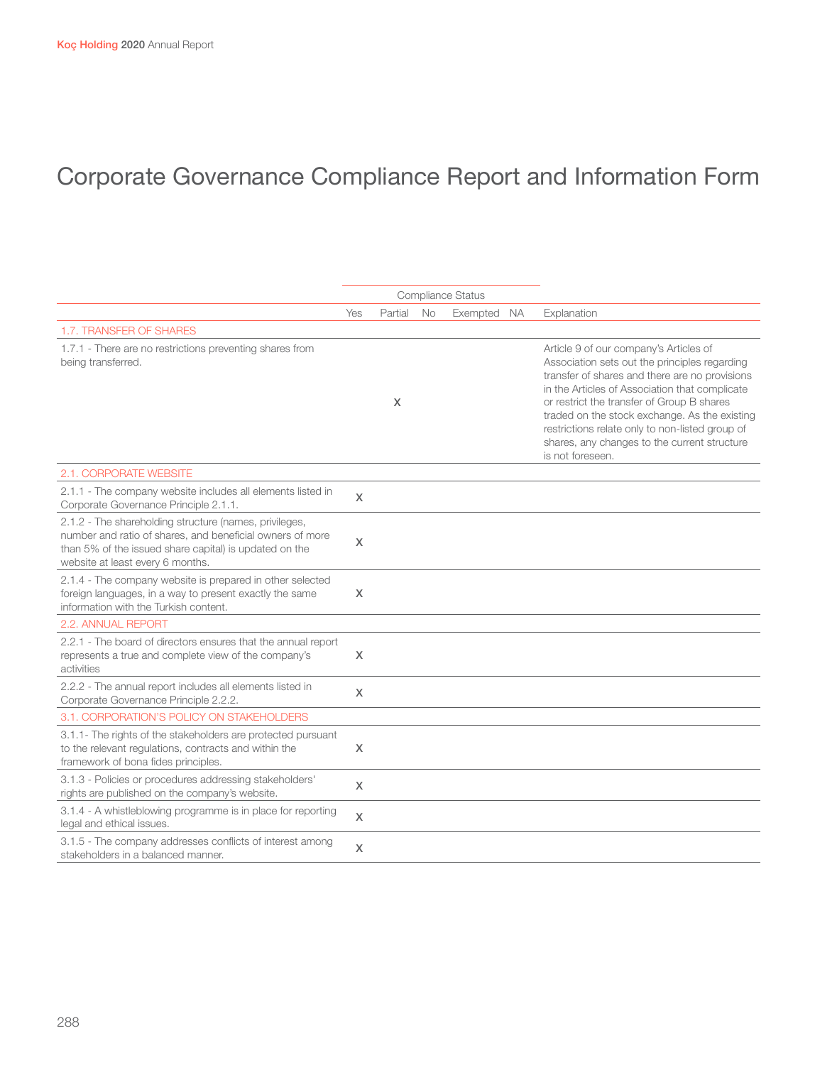# Corporate Governance Compliance Report and Information Form

| | Compliance Status | | | | | |
|---|---|---|---|---|---|---|
| | Yes | Partial | No | Exempted | NA | Explanation |
| **1.7. TRANSFER OF SHARES** | | | | | | |
| 1.7.1 - There are no restrictions preventing shares from being transferred. | | X | | | | Article 9 of our company's Articles of Association sets out the principles regarding transfer of shares and there are no provisions in the Articles of Association that complicate or restrict the transfer of Group B shares traded on the stock exchange. As the existing restrictions relate only to non-listed group of shares, any changes to the current structure is not foreseen. |
| **2.1. CORPORATE WEBSITE** | | | | | | |
| 2.1.1 - The company website includes all elements listed in Corporate Governance Principle 2.1.1. | X | | | | | |
| 2.1.2 - The shareholding structure (names, privileges, number and ratio of shares, and beneficial owners of more than 5% of the issued share capital) is updated on the website at least every 6 months. | X | | | | | |
| 2.1.4 - The company website is prepared in other selected foreign languages, in a way to present exactly the same information with the Turkish content. | X | | | | | |
| **2.2. ANNUAL REPORT** | | | | | | |
| 2.2.1 - The board of directors ensures that the annual report represents a true and complete view of the company's activities | X | | | | | |
| 2.2.2 - The annual report includes all elements listed in Corporate Governance Principle 2.2.2. | X | | | | | |
| **3.1. CORPORATION'S POLICY ON STAKEHOLDERS** | | | | | | |
| 3.1.1- The rights of the stakeholders are protected pursuant to the relevant regulations, contracts and within the framework of bona fides principles. | X | | | | | |
| 3.1.3 - Policies or procedures addressing stakeholders' rights are published on the company's website. | X | | | | | |
| 3.1.4 - A whistleblowing programme is in place for reporting legal and ethical issues. | X | | | | | |
| 3.1.5 - The company addresses conflicts of interest among stakeholders in a balanced manner. | X | | | | | |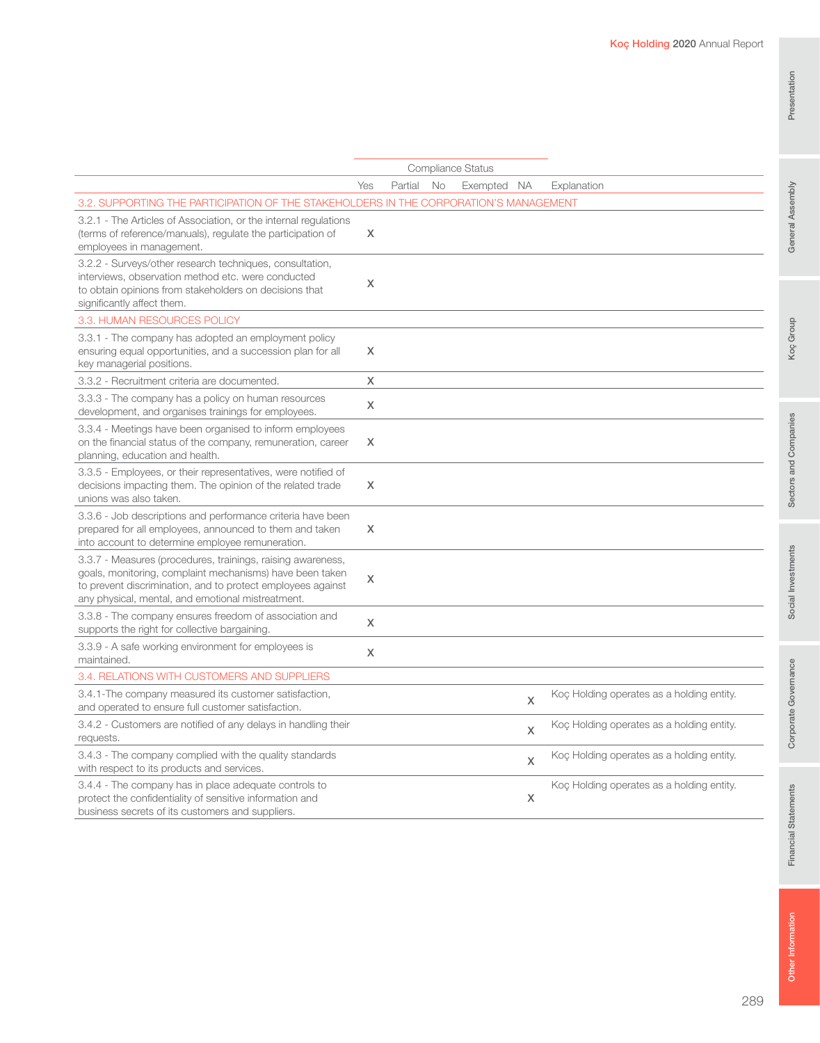| | Compliance Status | | | | | |
|---|---|---|---|---|---|---|
| | Yes | Partial | No | Exempted | NA | Explanation |
| 3.2. SUPPORTING THE PARTICIPATION OF THE STAKEHOLDERS IN THE CORPORATION'S MANAGEMENT | | | | | | |
| 3.2.1 - The Articles of Association, or the internal regulations (terms of reference/manuals), regulate the participation of employees in management. | X | | | | | |
| 3.2.2 - Surveys/other research techniques, consultation, interviews, observation method etc. were conducted to obtain opinions from stakeholders on decisions that significantly affect them. | X | | | | | |
| 3.3. HUMAN RESOURCES POLICY | | | | | | |
| 3.3.1 - The company has adopted an employment policy ensuring equal opportunities, and a succession plan for all key managerial positions. | X | | | | | |
| 3.3.2 - Recruitment criteria are documented. | X | | | | | |
| 3.3.3 - The company has a policy on human resources development, and organises trainings for employees. | X | | | | | |
| 3.3.4 - Meetings have been organised to inform employees on the financial status of the company, remuneration, career planning, education and health. | X | | | | | |
| 3.3.5 - Employees, or their representatives, were notified of decisions impacting them. The opinion of the related trade unions was also taken. | X | | | | | |
| 3.3.6 - Job descriptions and performance criteria have been prepared for all employees, announced to them and taken into account to determine employee remuneration. | X | | | | | |
| 3.3.7 - Measures (procedures, trainings, raising awareness, goals, monitoring, complaint mechanisms) have been taken to prevent discrimination, and to protect employees against any physical, mental, and emotional mistreatment. | X | | | | | |
| 3.3.8 - The company ensures freedom of association and supports the right for collective bargaining. | X | | | | | |
| 3.3.9 - A safe working environment for employees is maintained. | X | | | | | |
| 3.4. RELATIONS WITH CUSTOMERS AND SUPPLIERS | | | | | | |
| 3.4.1-The company measured its customer satisfaction, and operated to ensure full customer satisfaction. | | | | | X | Koç Holding operates as a holding entity. |
| 3.4.2 - Customers are notified of any delays in handling their requests. | | | | | X | Koç Holding operates as a holding entity. |
| 3.4.3 - The company complied with the quality standards with respect to its products and services. | | | | | X | Koç Holding operates as a holding entity. |
| 3.4.4 - The company has in place adequate controls to protect the confidentiality of sensitive information and business secrets of its customers and suppliers. | | | | | X | Koç Holding operates as a holding entity. |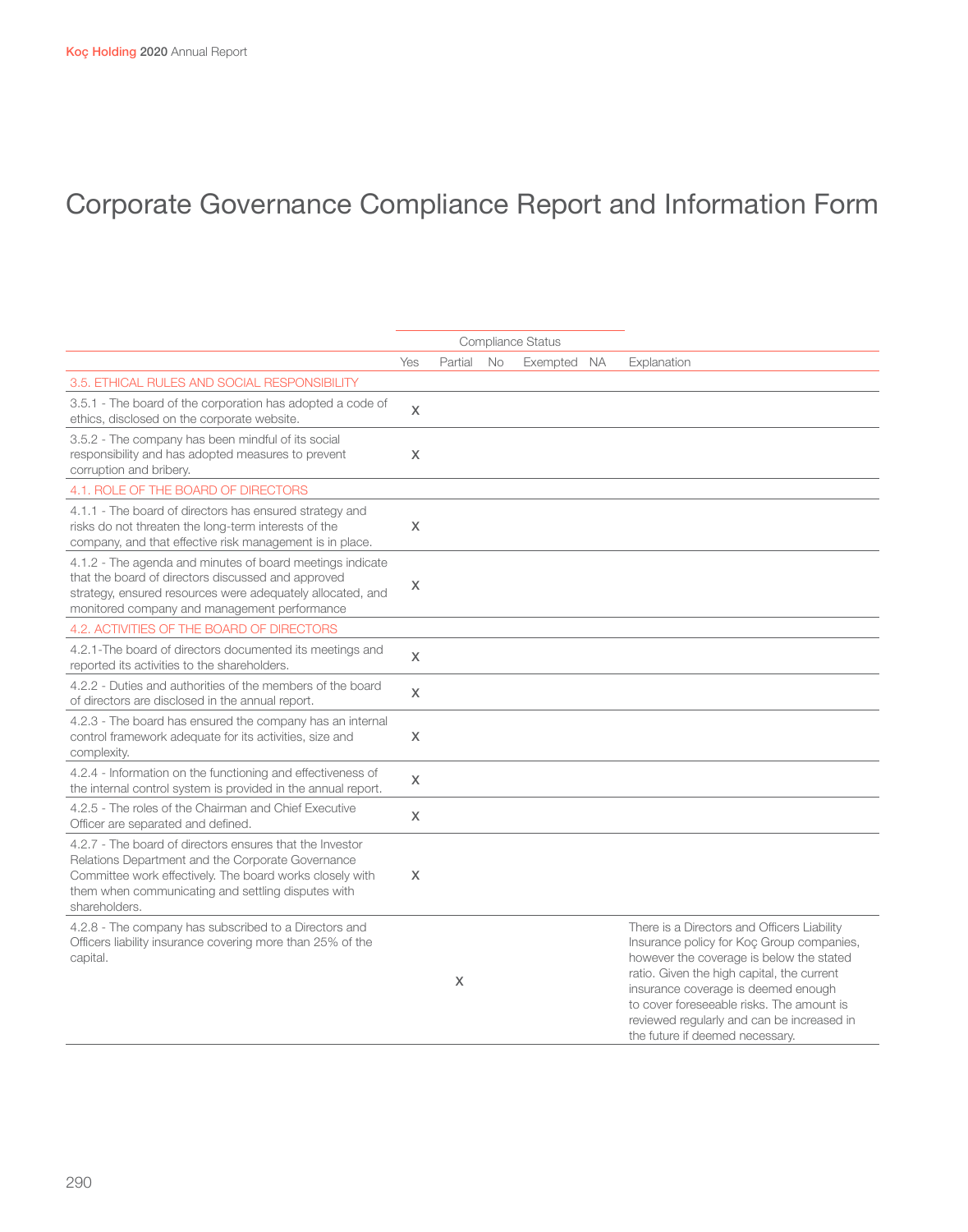# Corporate Governance Compliance Report and Information Form

| | Compliance Status | | | | | |
|---|---|---|---|---|---|---|
| | Yes | Partial | No | Exempted | NA | Explanation |
| 3.5. ETHICAL RULES AND SOCIAL RESPONSIBILITY | | | | | | |
| 3.5.1 - The board of the corporation has adopted a code of ethics, disclosed on the corporate website. | X | | | | | |
| 3.5.2 - The company has been mindful of its social responsibility and has adopted measures to prevent corruption and bribery. | X | | | | | |
| 4.1. ROLE OF THE BOARD OF DIRECTORS | | | | | | |
| 4.1.1 - The board of directors has ensured strategy and risks do not threaten the long-term interests of the company, and that effective risk management is in place. | X | | | | | |
| 4.1.2 - The agenda and minutes of board meetings indicate that the board of directors discussed and approved strategy, ensured resources were adequately allocated, and monitored company and management performance | X | | | | | |
| 4.2. ACTIVITIES OF THE BOARD OF DIRECTORS | | | | | | |
| 4.2.1-The board of directors documented its meetings and reported its activities to the shareholders. | X | | | | | |
| 4.2.2 - Duties and authorities of the members of the board of directors are disclosed in the annual report. | X | | | | | |
| 4.2.3 - The board has ensured the company has an internal control framework adequate for its activities, size and complexity. | X | | | | | |
| 4.2.4 - Information on the functioning and effectiveness of the internal control system is provided in the annual report. | X | | | | | |
| 4.2.5 - The roles of the Chairman and Chief Executive Officer are separated and defined. | X | | | | | |
| 4.2.7 - The board of directors ensures that the Investor Relations Department and the Corporate Governance Committee work effectively. The board works closely with them when communicating and settling disputes with shareholders. | X | | | | | |
| 4.2.8 - The company has subscribed to a Directors and Officers liability insurance covering more than 25% of the capital. | | X | | | | There is a Directors and Officers Liability Insurance policy for Koç Group companies, however the coverage is below the stated ratio. Given the high capital, the current insurance coverage is deemed enough to cover foreseeable risks. The amount is reviewed regularly and can be increased in the future if deemed necessary. |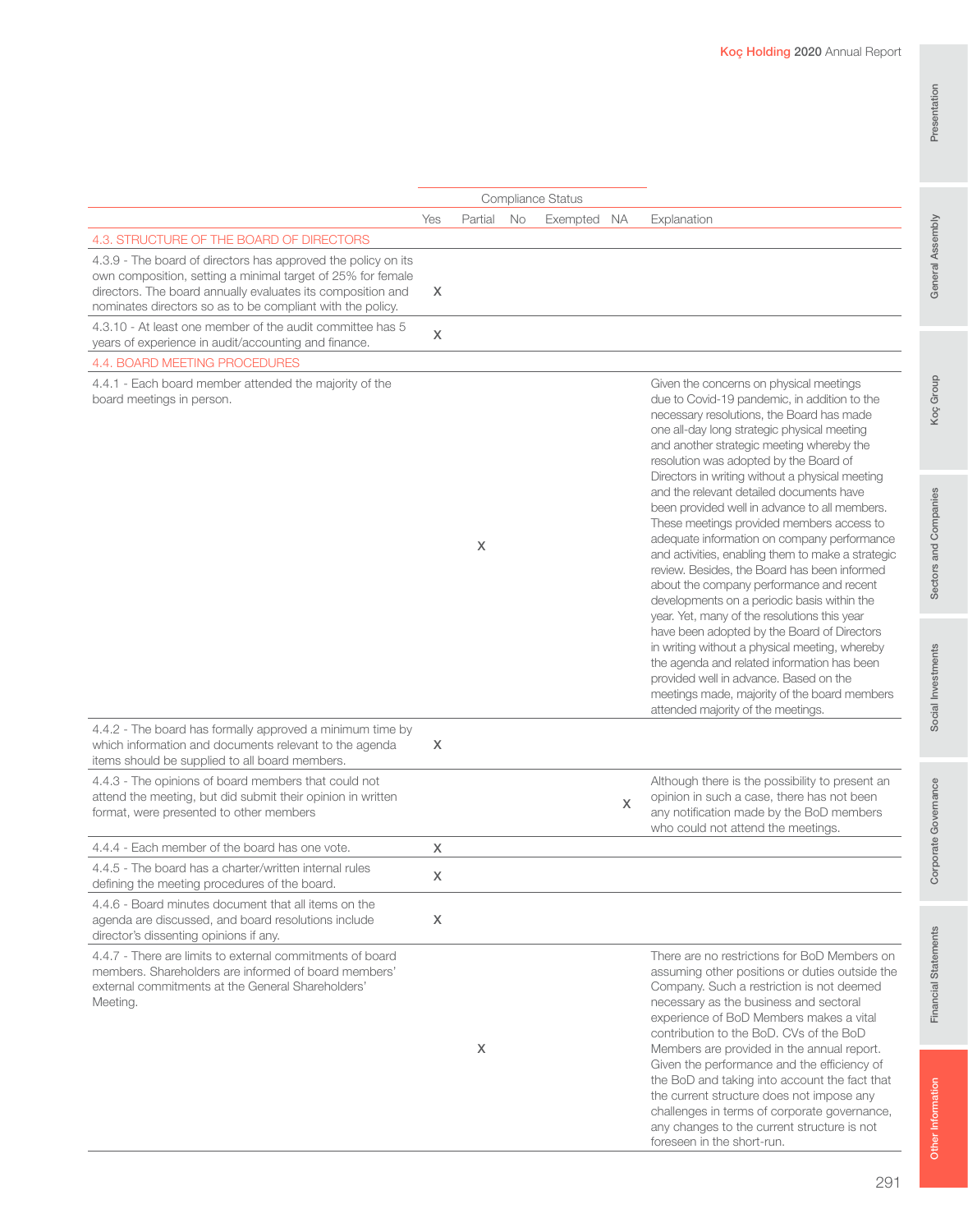| | Compliance Status | | | | | |
|---|---|---|---|---|---|---|
| | Yes | Partial | No | Exempted | NA | Explanation |
| 4.3. STRUCTURE OF THE BOARD OF DIRECTORS | | | | | | |
| 4.3.9 - The board of directors has approved the policy on its own composition, setting a minimal target of 25% for female directors. The board annually evaluates its composition and nominates directors so as to be compliant with the policy. | X | | | | | |
| 4.3.10 - At least one member of the audit committee has 5 years of experience in audit/accounting and finance. | X | | | | | |
| 4.4. BOARD MEETING PROCEDURES | | | | | | |
| 4.4.1 - Each board member attended the majority of the board meetings in person. | | X | | | | Given the concerns on physical meetings due to Covid-19 pandemic, in addition to the necessary resolutions, the Board has made one all-day long strategic physical meeting and another strategic meeting whereby the resolution was adopted by the Board of Directors in writing without a physical meeting and the relevant detailed documents have been provided well in advance to all members. These meetings provided members access to adequate information on company performance and activities, enabling them to make a strategic review. Besides, the Board has been informed about the company performance and recent developments on a periodic basis within the year. Yet, many of the resolutions this year have been adopted by the Board of Directors in writing without a physical meeting, whereby the agenda and related information has been provided well in advance. Based on the meetings made, majority of the board members attended majority of the meetings. |
| 4.4.2 - The board has formally approved a minimum time by which information and documents relevant to the agenda items should be supplied to all board members. | X | | | | | |
| 4.4.3 - The opinions of board members that could not attend the meeting, but did submit their opinion in written format, were presented to other members | | | | | X | Although there is the possibility to present an opinion in such a case, there has not been any notification made by the BoD members who could not attend the meetings. |
| 4.4.4 - Each member of the board has one vote. | X | | | | | |
| 4.4.5 - The board has a charter/written internal rules defining the meeting procedures of the board. | X | | | | | |
| 4.4.6 - Board minutes document that all items on the agenda are discussed, and board resolutions include director's dissenting opinions if any. | X | | | | | |
| 4.4.7 - There are limits to external commitments of board members. Shareholders are informed of board members' external commitments at the General Shareholders' Meeting. | | X | | | | There are no restrictions for BoD Members on assuming other positions or duties outside the Company. Such a restriction is not deemed necessary as the business and sectoral experience of BoD Members makes a vital contribution to the BoD. CVs of the BoD Members are provided in the annual report. Given the performance and the efficiency of the BoD and taking into account the fact that the current structure does not impose any challenges in terms of corporate governance, any changes to the current structure is not foreseen in the short-run. |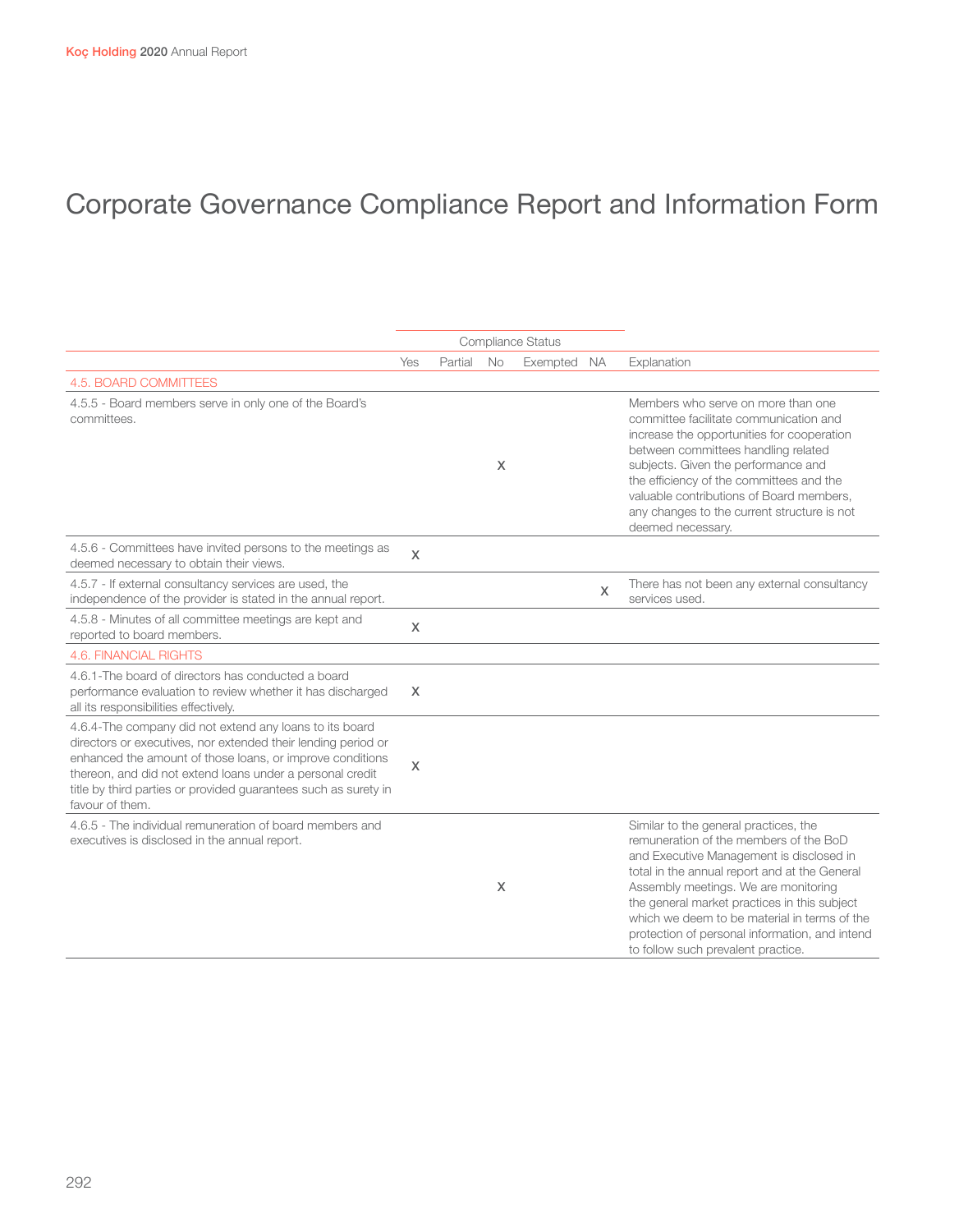# Corporate Governance Compliance Report and Information Form

| | Compliance Status | | | | | |
|---|---|---|---|---|---|---|
| | Yes | Partial | No | Exempted | NA | Explanation |
| 4.5. BOARD COMMITTEES | | | | | | |
| 4.5.5 - Board members serve in only one of the Board's committees. | | | X | | | Members who serve on more than one committee facilitate communication and increase the opportunities for cooperation between committees handling related subjects. Given the performance and the efficiency of the committees and the valuable contributions of Board members, any changes to the current structure is not deemed necessary. |
| 4.5.6 - Committees have invited persons to the meetings as deemed necessary to obtain their views. | X | | | | | |
| 4.5.7 - If external consultancy services are used, the independence of the provider is stated in the annual report. | | | | | X | There has not been any external consultancy services used. |
| 4.5.8 - Minutes of all committee meetings are kept and reported to board members. | X | | | | | |
| 4.6. FINANCIAL RIGHTS | | | | | | |
| 4.6.1-The board of directors has conducted a board performance evaluation to review whether it has discharged all its responsibilities effectively. | X | | | | | |
| 4.6.4-The company did not extend any loans to its board directors or executives, nor extended their lending period or enhanced the amount of those loans, or improve conditions thereon, and did not extend loans under a personal credit title by third parties or provided guarantees such as surety in favour of them. | X | | | | | |
| 4.6.5 - The individual remuneration of board members and executives is disclosed in the annual report. | | | X | | | Similar to the general practices, the remuneration of the members of the BoD and Executive Management is disclosed in total in the annual report and at the General Assembly meetings. We are monitoring the general market practices in this subject which we deem to be material in terms of the protection of personal information, and intend to follow such prevalent practice. |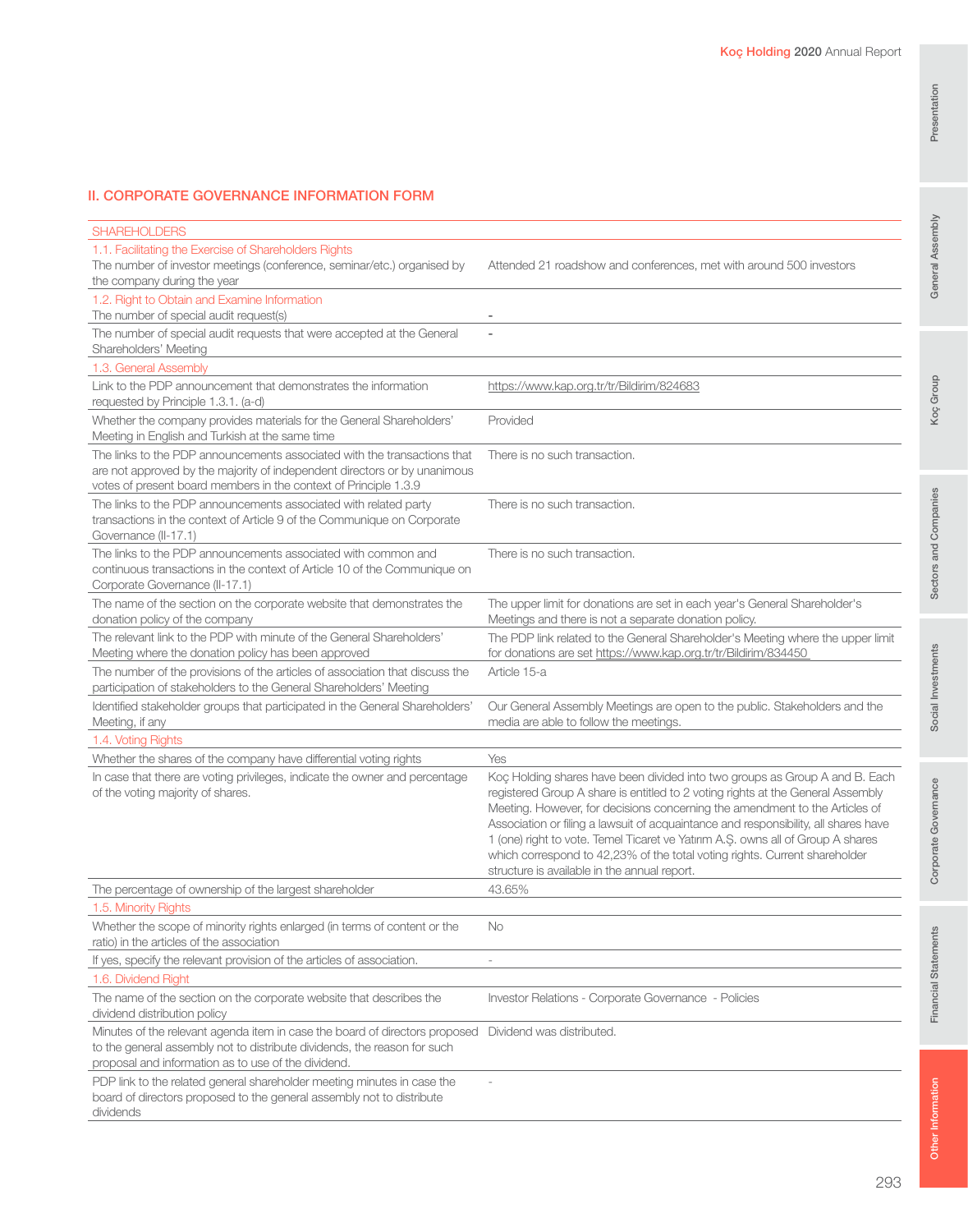## II. CORPORATE GOVERNANCE INFORMATION FORM

| SHAREHOLDERS | |
|---|---|
| **1.1. Facilitating the Exercise of Shareholders Rights** | |
| The number of investor meetings (conference, seminar/etc.) organised by the company during the year | Attended 21 roadshow and conferences, met with around 500 investors |
| **1.2. Right to Obtain and Examine Information** | |
| The number of special audit request(s) | - |
| The number of special audit requests that were accepted at the General Shareholders' Meeting | - |
| **1.3. General Assembly** | |
| Link to the PDP announcement that demonstrates the information requested by Principle 1.3.1. (a-d) | https://www.kap.org.tr/tr/Bildirim/824683 |
| Whether the company provides materials for the General Shareholders' Meeting in English and Turkish at the same time | Provided |
| The links to the PDP announcements associated with the transactions that are not approved by the majority of independent directors or by unanimous votes of present board members in the context of Principle 1.3.9 | There is no such transaction. |
| The links to the PDP announcements associated with related party transactions in the context of Article 9 of the Communique on Corporate Governance (II-17.1) | There is no such transaction. |
| The links to the PDP announcements associated with common and continuous transactions in the context of Article 10 of the Communique on Corporate Governance (II-17.1) | There is no such transaction. |
| The name of the section on the corporate website that demonstrates the donation policy of the company | The upper limit for donations are set in each year's General Shareholder's Meetings and there is not a separate donation policy. |
| The relevant link to the PDP with minute of the General Shareholders' Meeting where the donation policy has been approved | The PDP link related to the General Shareholder's Meeting where the upper limit for donations are set https://www.kap.org.tr/tr/Bildirim/834450 |
| The number of the provisions of the articles of association that discuss the participation of stakeholders to the General Shareholders' Meeting | Article 15-a |
| Identified stakeholder groups that participated in the General Shareholders' Meeting, if any | Our General Assembly Meetings are open to the public. Stakeholders and the media are able to follow the meetings. |
| **1.4. Voting Rights** | |
| Whether the shares of the company have differential voting rights | Yes |
| In case that there are voting privileges, indicate the owner and percentage of the voting majority of shares. | Koç Holding shares have been divided into two groups as Group A and B. Each registered Group A share is entitled to 2 voting rights at the General Assembly Meeting. However, for decisions concerning the amendment to the Articles of Association or filing a lawsuit of acquaintance and responsibility, all shares have 1 (one) right to vote. Temel Ticaret ve Yatırım A.Ş. owns all of Group A shares which correspond to 42,23% of the total voting rights. Current shareholder structure is available in the annual report. |
| The percentage of ownership of the largest shareholder | 43.65% |
| **1.5. Minority Rights** | |
| Whether the scope of minority rights enlarged (in terms of content or the ratio) in the articles of the association | No |
| If yes, specify the relevant provision of the articles of association. | - |
| **1.6. Dividend Right** | |
| The name of the section on the corporate website that describes the dividend distribution policy | Investor Relations - Corporate Governance - Policies |
| Minutes of the relevant agenda item in case the board of directors proposed to the general assembly not to distribute dividends, the reason for such proposal and information as to use of the dividend. | Dividend was distributed. |
| PDP link to the related general shareholder meeting minutes in case the board of directors proposed to the general assembly not to distribute dividends | - |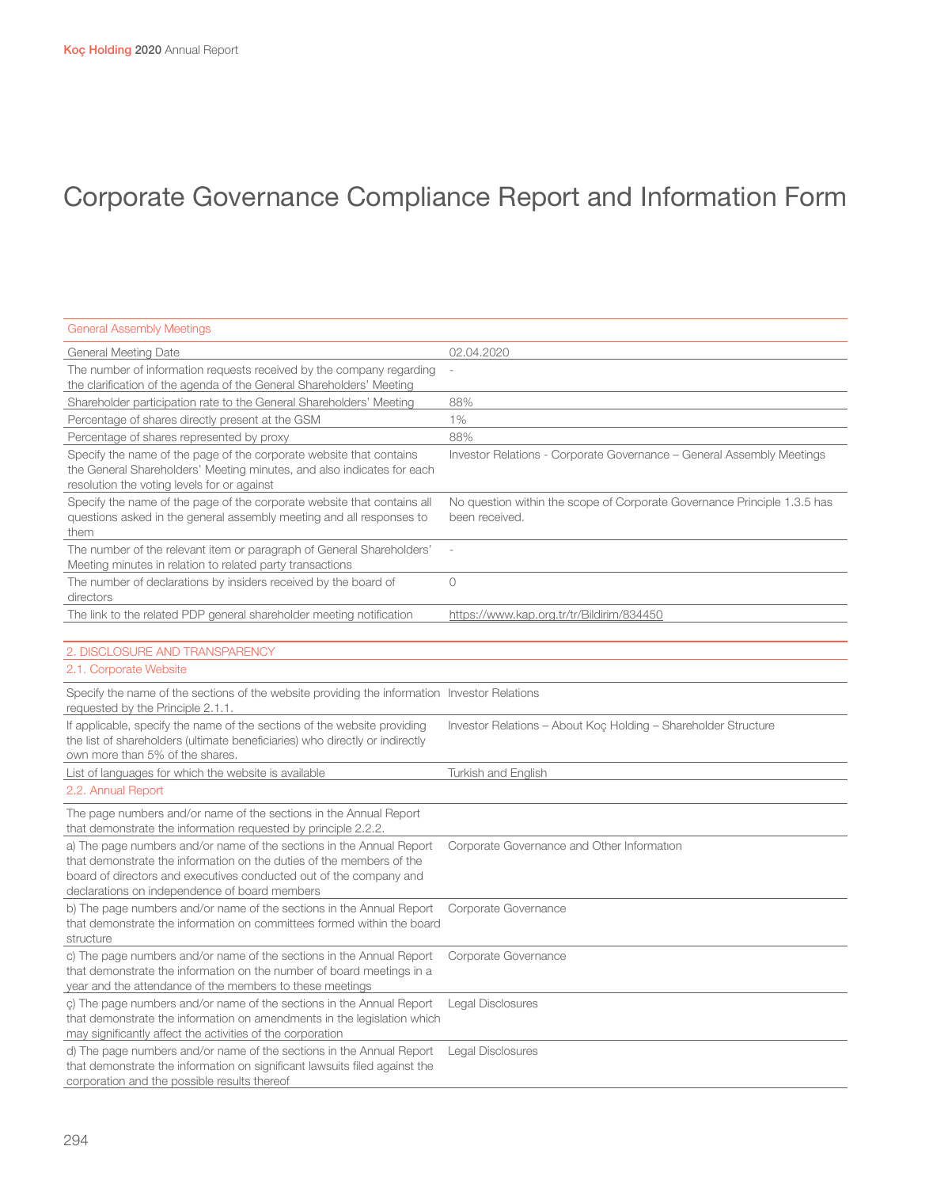# Corporate Governance Compliance Report and Information Form

| General Assembly Meetings | |
|---|---|
| General Meeting Date | 02.04.2020 |
| The number of information requests received by the company regarding the clarification of the agenda of the General Shareholders' Meeting | - |
| Shareholder participation rate to the General Shareholders' Meeting | 88% |
| Percentage of shares directly present at the GSM | 1% |
| Percentage of shares represented by proxy | 88% |
| Specify the name of the page of the corporate website that contains the General Shareholders' Meeting minutes, and also indicates for each resolution the voting levels for or against | Investor Relations - Corporate Governance – General Assembly Meetings |
| Specify the name of the page of the corporate website that contains all questions asked in the general assembly meeting and all responses to them | No question within the scope of Corporate Governance Principle 1.3.5 has been received. |
| The number of the relevant item or paragraph of General Shareholders' Meeting minutes in relation to related party transactions | - |
| The number of declarations by insiders received by the board of directors | 0 |
| The link to the related PDP general shareholder meeting notification | https://www.kap.org.tr/tr/Bildirim/834450 |

| 2. DISCLOSURE AND TRANSPARENCY | |
|---|---|
| **2.1. Corporate Website** | |
| Specify the name of the sections of the website providing the information requested by the Principle 2.1.1. | Investor Relations |
| If applicable, specify the name of the sections of the website providing the list of shareholders (ultimate beneficiaries) who directly or indirectly own more than 5% of the shares. | Investor Relations – About Koç Holding – Shareholder Structure |
| List of languages for which the website is available | Turkish and English |
| **2.2. Annual Report** | |
| The page numbers and/or name of the sections in the Annual Report that demonstrate the information requested by principle 2.2.2. | |
| a) The page numbers and/or name of the sections in the Annual Report that demonstrate the information on the duties of the members of the board of directors and executives conducted out of the company and declarations on independence of board members | Corporate Governance and Other Information |
| b) The page numbers and/or name of the sections in the Annual Report that demonstrate the information on committees formed within the board structure | Corporate Governance |
| c) The page numbers and/or name of the sections in the Annual Report that demonstrate the information on the number of board meetings in a year and the attendance of the members to these meetings | Corporate Governance |
| ç) The page numbers and/or name of the sections in the Annual Report that demonstrate the information on amendments in the legislation which may significantly affect the activities of the corporation | Legal Disclosures |
| d) The page numbers and/or name of the sections in the Annual Report that demonstrate the information on significant lawsuits filed against the corporation and the possible results thereof | Legal Disclosures |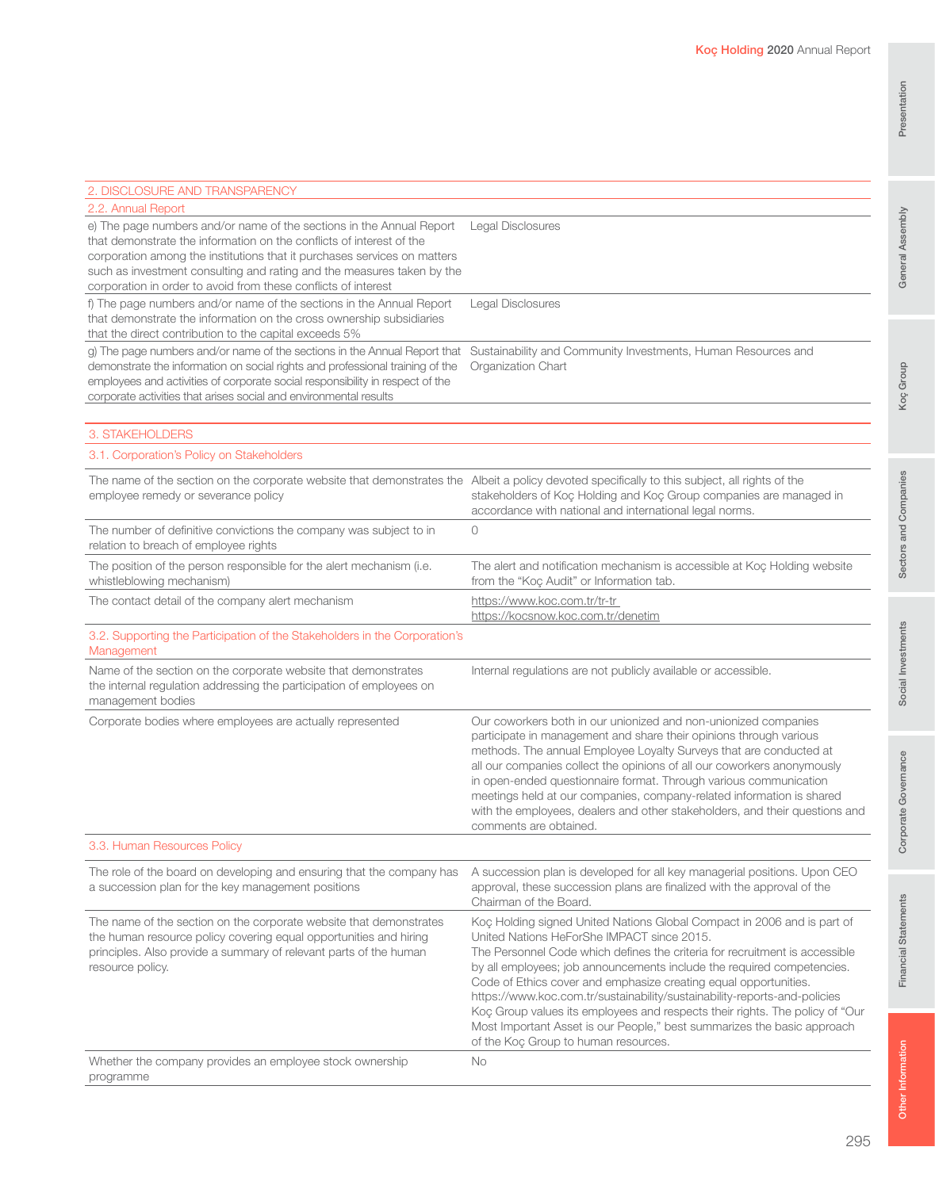## 2. DISCLOSURE AND TRANSPARENCY

### 2.2. Annual Report

| | |
|---|---|
| e) The page numbers and/or name of the sections in the Annual Report that demonstrate the information on the conflicts of interest of the corporation among the institutions that it purchases services on matters such as investment consulting and rating and the measures taken by the corporation in order to avoid from these conflicts of interest | Legal Disclosures |
| f) The page numbers and/or name of the sections in the Annual Report that demonstrate the information on the cross ownership subsidiaries that the direct contribution to the capital exceeds 5% | Legal Disclosures |
| g) The page numbers and/or name of the sections in the Annual Report that demonstrate the information on social rights and professional training of the employees and activities of corporate social responsibility in respect of the corporate activities that arises social and environmental results | Sustainability and Community Investments, Human Resources and Organization Chart |

## 3. STAKEHOLDERS

### 3.1. Corporation's Policy on Stakeholders

| | |
|---|---|
| The name of the section on the corporate website that demonstrates the employee remedy or severance policy | Albeit a policy devoted specifically to this subject, all rights of the stakeholders of Koç Holding and Koç Group companies are managed in accordance with national and international legal norms. |
| The number of definitive convictions the company was subject to in relation to breach of employee rights | 0 |
| The position of the person responsible for the alert mechanism (i.e. whistleblowing mechanism) | The alert and notification mechanism is accessible at Koç Holding website from the "Koç Audit" or Information tab. |
| The contact detail of the company alert mechanism | https://www.koc.com.tr/tr-tr<br>https://kocsnow.koc.com.tr/denetim |

### 3.2. Supporting the Participation of the Stakeholders in the Corporation's Management

| | |
|---|---|
| Name of the section on the corporate website that demonstrates the internal regulation addressing the participation of employees on management bodies | Internal regulations are not publicly available or accessible. |
| Corporate bodies where employees are actually represented | Our coworkers both in our unionized and non-unionized companies participate in management and share their opinions through various methods. The annual Employee Loyalty Surveys that are conducted at all our companies collect the opinions of all our coworkers anonymously in open-ended questionnaire format. Through various communication meetings held at our companies, company-related information is shared with the employees, dealers and other stakeholders, and their questions and comments are obtained. |

### 3.3. Human Resources Policy

| | |
|---|---|
| The role of the board on developing and ensuring that the company has a succession plan for the key management positions | A succession plan is developed for all key managerial positions. Upon CEO approval, these succession plans are finalized with the approval of the Chairman of the Board. |
| The name of the section on the corporate website that demonstrates the human resource policy covering equal opportunities and hiring principles. Also provide a summary of relevant parts of the human resource policy. | Koç Holding signed United Nations Global Compact in 2006 and is part of United Nations HeForShe IMPACT since 2015.<br>The Personnel Code which defines the criteria for recruitment is accessible by all employees; job announcements include the required competencies. Code of Ethics cover and emphasize creating equal opportunities.<br>https://www.koc.com.tr/sustainability/sustainability-reports-and-policies<br>Koç Group values its employees and respects their rights. The policy of "Our Most Important Asset is our People," best summarizes the basic approach of the Koç Group to human resources. |
| Whether the company provides an employee stock ownership programme | No |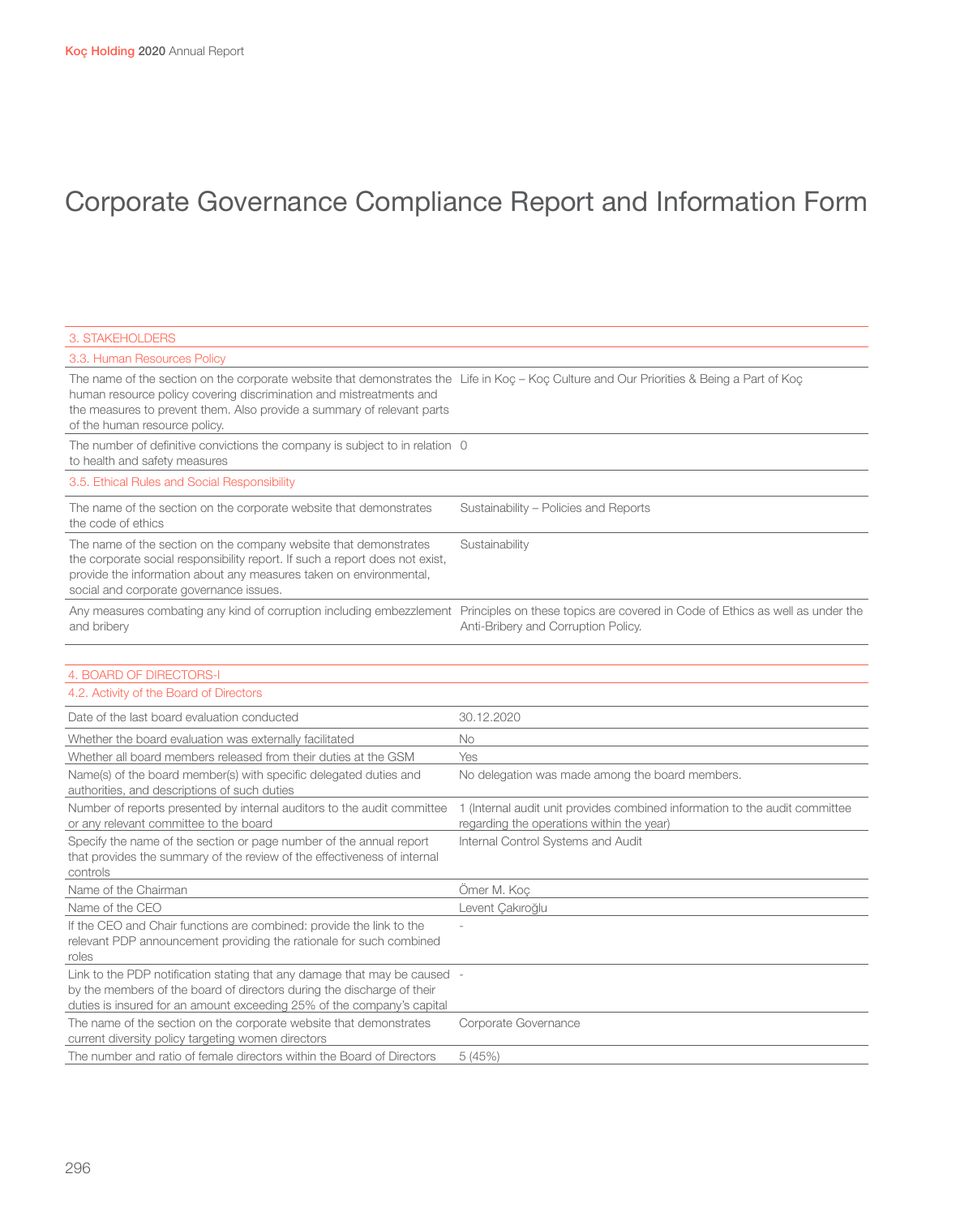# Corporate Governance Compliance Report and Information Form

| 3. STAKEHOLDERS | |
|---|---|
| 3.3. Human Resources Policy | |
| The name of the section on the corporate website that demonstrates the human resource policy covering discrimination and mistreatments and the measures to prevent them. Also provide a summary of relevant parts of the human resource policy. | Life in Koç – Koç Culture and Our Priorities & Being a Part of Koç |
| The number of definitive convictions the company is subject to in relation to health and safety measures | 0 |
| 3.5. Ethical Rules and Social Responsibility | |
| The name of the section on the corporate website that demonstrates the code of ethics | Sustainability – Policies and Reports |
| The name of the section on the company website that demonstrates the corporate social responsibility report. If such a report does not exist, provide the information about any measures taken on environmental, social and corporate governance issues. | Sustainability |
| Any measures combating any kind of corruption including embezzlement and bribery | Principles on these topics are covered in Code of Ethics as well as under the Anti-Bribery and Corruption Policy. |

| 4. BOARD OF DIRECTORS-I | |
|---|---|
| 4.2. Activity of the Board of Directors | |
| Date of the last board evaluation conducted | 30.12.2020 |
| Whether the board evaluation was externally facilitated | No |
| Whether all board members released from their duties at the GSM | Yes |
| Name(s) of the board member(s) with specific delegated duties and authorities, and descriptions of such duties | No delegation was made among the board members. |
| Number of reports presented by internal auditors to the audit committee or any relevant committee to the board | 1 (Internal audit unit provides combined information to the audit committee regarding the operations within the year) |
| Specify the name of the section or page number of the annual report that provides the summary of the review of the effectiveness of internal controls | Internal Control Systems and Audit |
| Name of the Chairman | Ömer M. Koç |
| Name of the CEO | Levent Çakıroğlu |
| If the CEO and Chair functions are combined: provide the link to the relevant PDP announcement providing the rationale for such combined roles | - |
| Link to the PDP notification stating that any damage that may be caused by the members of the board of directors during the discharge of their duties is insured for an amount exceeding 25% of the company's capital | - |
| The name of the section on the corporate website that demonstrates current diversity policy targeting women directors | Corporate Governance |
| The number and ratio of female directors within the Board of Directors | 5 (45%) |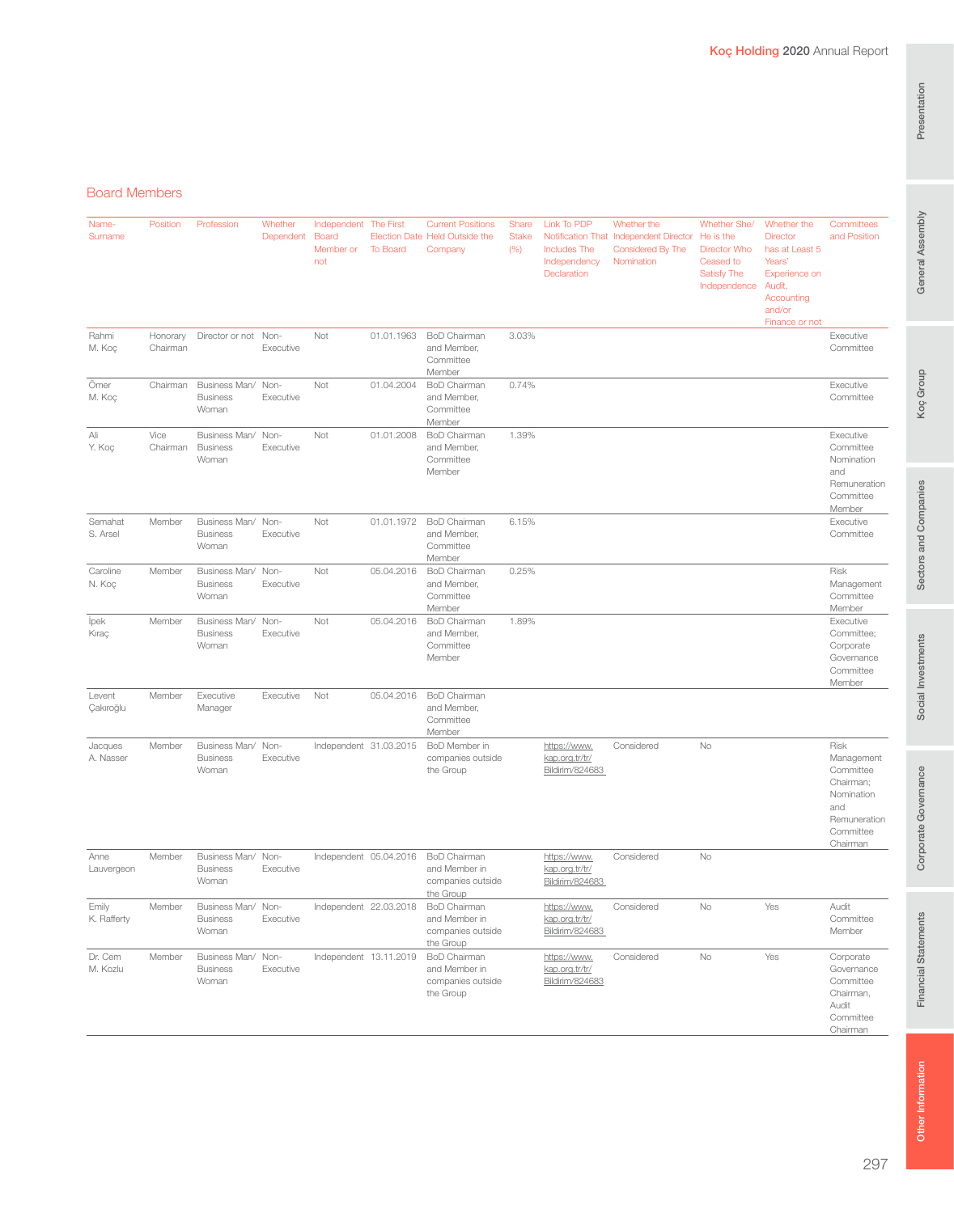## Board Members

| Name-Surname | Position | Profession | Whether Dependent | Independent Board Member or not | The First Election Date To Board | Current Positions Held Outside the Company | Share Stake (%) | Link To PDP Notification That Includes The Independency Declaration | Whether the Independent Director Considered By The Nomination | Whether She/He is the Director Who Ceased to Satisfy The Independence | Whether the Director has at Least 5 Years' Experience on Audit, Accounting and/or Finance or not | Committees and Position |
|---|---|---|---|---|---|---|---|---|---|---|---|---|
| Rahmi M. Koç | Honorary Chairman | Director or not | Non-Executive | Not | 01.01.1963 | BoD Chairman and Member, Committee Member | 3.03% | | | | | Executive Committee |
| Ömer M. Koç | Chairman | Business Man/ Business Woman | Non-Executive | Not | 01.04.2004 | BoD Chairman and Member, Committee Member | 0.74% | | | | | Executive Committee |
| Ali Y. Koç | Vice Chairman | Business Man/ Business Woman | Non-Executive | Not | 01.01.2008 | BoD Chairman and Member, Committee Member | 1.39% | | | | | Executive Committee Nomination and Remuneration Committee Member |
| Semahat S. Arsel | Member | Business Man/ Business Woman | Non-Executive | Not | 01.01.1972 | BoD Chairman and Member, Committee Member | 6.15% | | | | | Executive Committee |
| Caroline N. Koç | Member | Business Man/ Business Woman | Non-Executive | Not | 05.04.2016 | BoD Chairman and Member, Committee Member | 0.25% | | | | | Risk Management Committee Member |
| İpek Kıraç | Member | Business Man/ Business Woman | Non-Executive | Not | 05.04.2016 | BoD Chairman and Member, Committee Member | 1.89% | | | | | Executive Committee; Corporate Governance Committee Member |
| Levent Çakıroğlu | Member | Executive Manager | Executive | Not | 05.04.2016 | BoD Chairman and Member, Committee Member | | | | | | |
| Jacques A. Nasser | Member | Business Man/ Business Woman | Non-Executive | Independent | 31.03.2015 | BoD Member in companies outside the Group | | https://www.kap.org.tr/tr/Bildirim/824683 | Considered | No | | Risk Management Committee Chairman; Nomination and Remuneration Committee Chairman |
| Anne Lauvergeon | Member | Business Man/ Business Woman | Non-Executive | Independent | 05.04.2016 | BoD Chairman and Member in companies outside the Group | | https://www.kap.org.tr/tr/Bildirim/824683 | Considered | No | | |
| Emily K. Rafferty | Member | Business Man/ Business Woman | Non-Executive | Independent | 22.03.2018 | BoD Chairman and Member in companies outside the Group | | https://www.kap.org.tr/tr/Bildirim/824683 | Considered | No | Yes | Audit Committee Member |
| Dr. Cem M. Kozlu | Member | Business Man/ Business Woman | Non-Executive | Independent | 13.11.2019 | BoD Chairman and Member in companies outside the Group | | https://www.kap.org.tr/tr/Bildirim/824683 | Considered | No | Yes | Corporate Governance Committee Chairman, Audit Committee Chairman |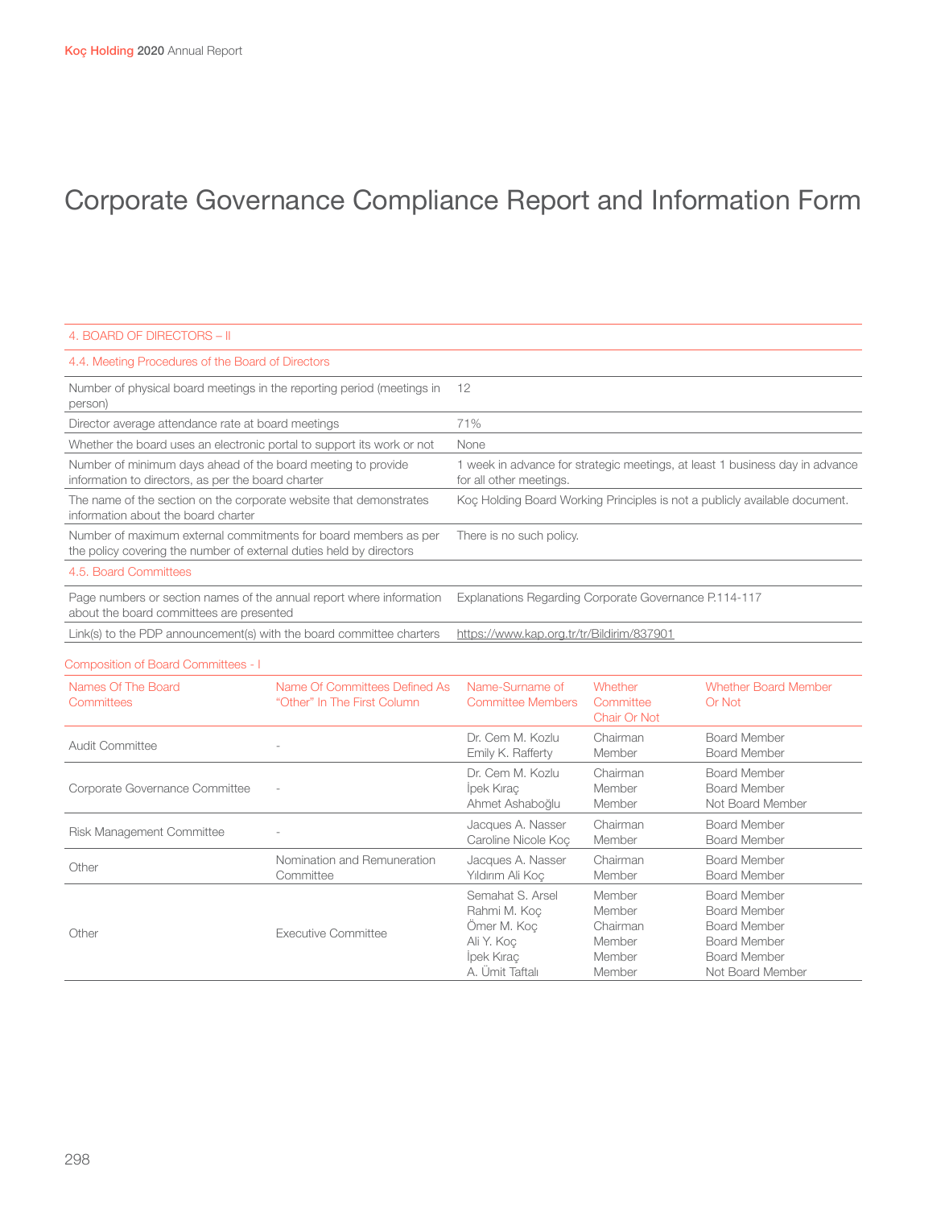# Corporate Governance Compliance Report and Information Form

| 4. BOARD OF DIRECTORS – II | |
|---|---|
| **4.4. Meeting Procedures of the Board of Directors** | |
| Number of physical board meetings in the reporting period (meetings in person) | 12 |
| Director average attendance rate at board meetings | 71% |
| Whether the board uses an electronic portal to support its work or not | None |
| Number of minimum days ahead of the board meeting to provide information to directors, as per the board charter | 1 week in advance for strategic meetings, at least 1 business day in advance for all other meetings. |
| The name of the section on the corporate website that demonstrates information about the board charter | Koç Holding Board Working Principles is not a publicly available document. |
| Number of maximum external commitments for board members as per the policy covering the number of external duties held by directors | There is no such policy. |
| **4.5. Board Committees** | |
| Page numbers or section names of the annual report where information about the board committees are presented | Explanations Regarding Corporate Governance P.114-117 |
| Link(s) to the PDP announcement(s) with the board committee charters | https://www.kap.org.tr/tr/Bildirim/837901 |

Composition of Board Committees - I

| Names Of The Board Committees | Name Of Committees Defined As "Other" In The First Column | Name-Surname of Committee Members | Whether Committee Chair Or Not | Whether Board Member Or Not |
|---|---|---|---|---|
| Audit Committee | - | Dr. Cem M. Kozlu<br>Emily K. Rafferty | Chairman<br>Member | Board Member<br>Board Member |
| Corporate Governance Committee | - | Dr. Cem M. Kozlu<br>İpek Kıraç<br>Ahmet Ashaboğlu | Chairman<br>Member<br>Member | Board Member<br>Board Member<br>Not Board Member |
| Risk Management Committee | - | Jacques A. Nasser<br>Caroline Nicole Koç | Chairman<br>Member | Board Member<br>Board Member |
| Other | Nomination and Remuneration Committee | Jacques A. Nasser<br>Yıldırım Ali Koç | Chairman<br>Member | Board Member<br>Board Member |
| Other | Executive Committee | Semahat S. Arsel<br>Rahmi M. Koç<br>Ömer M. Koç<br>Ali Y. Koç<br>İpek Kıraç<br>A. Ümit Taftalı | Member<br>Member<br>Chairman<br>Member<br>Member<br>Member | Board Member<br>Board Member<br>Board Member<br>Board Member<br>Board Member<br>Not Board Member |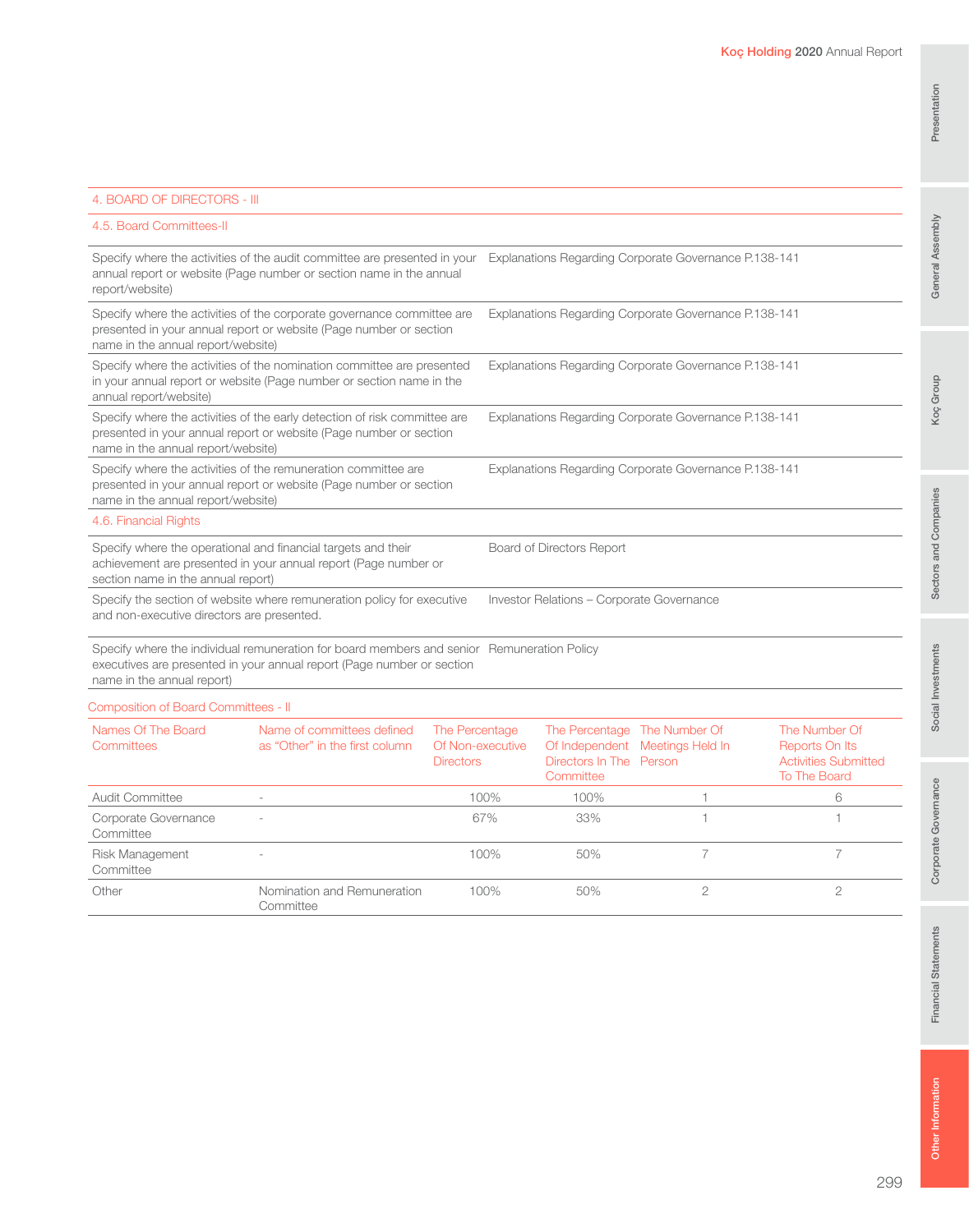## 4. BOARD OF DIRECTORS - III

### 4.5. Board Committees-II

| | |
|---|---|
| Specify where the activities of the audit committee are presented in your annual report or website (Page number or section name in the annual report/website) | Explanations Regarding Corporate Governance P.138-141 |
| Specify where the activities of the corporate governance committee are presented in your annual report or website (Page number or section name in the annual report/website) | Explanations Regarding Corporate Governance P.138-141 |
| Specify where the activities of the nomination committee are presented in your annual report or website (Page number or section name in the annual report/website) | Explanations Regarding Corporate Governance P.138-141 |
| Specify where the activities of the early detection of risk committee are presented in your annual report or website (Page number or section name in the annual report/website) | Explanations Regarding Corporate Governance P.138-141 |
| Specify where the activities of the remuneration committee are presented in your annual report or website (Page number or section name in the annual report/website) | Explanations Regarding Corporate Governance P.138-141 |

### 4.6. Financial Rights

| | |
|---|---|
| Specify where the operational and financial targets and their achievement are presented in your annual report (Page number or section name in the annual report) | Board of Directors Report |
| Specify the section of website where remuneration policy for executive and non-executive directors are presented. | Investor Relations – Corporate Governance |
| Specify where the individual remuneration for board members and senior executives are presented in your annual report (Page number or section name in the annual report) | Remuneration Policy |

### Composition of Board Committees - II

| Names Of The Board Committees | Name of committees defined as "Other" in the first column | The Percentage Of Non-executive Directors | The Percentage Of Independent Directors In The Committee | The Number Of Meetings Held In Person | The Number Of Reports On Its Activities Submitted To The Board |
|---|---|---|---|---|---|
| Audit Committee | - | 100% | 100% | 1 | 6 |
| Corporate Governance Committee | - | 67% | 33% | 1 | 1 |
| Risk Management Committee | - | 100% | 50% | 7 | 7 |
| Other | Nomination and Remuneration Committee | 100% | 50% | 2 | 2 |